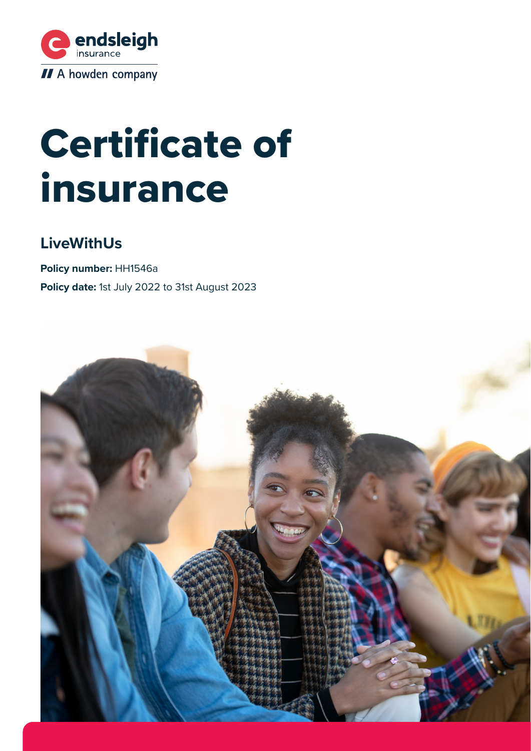endsleigh insurance

A howden company

# Certificate of insurance

## LiveWithUs

**Policy number:** HH1546a

**Policy date:** 1st July 2022 to 31st August 2023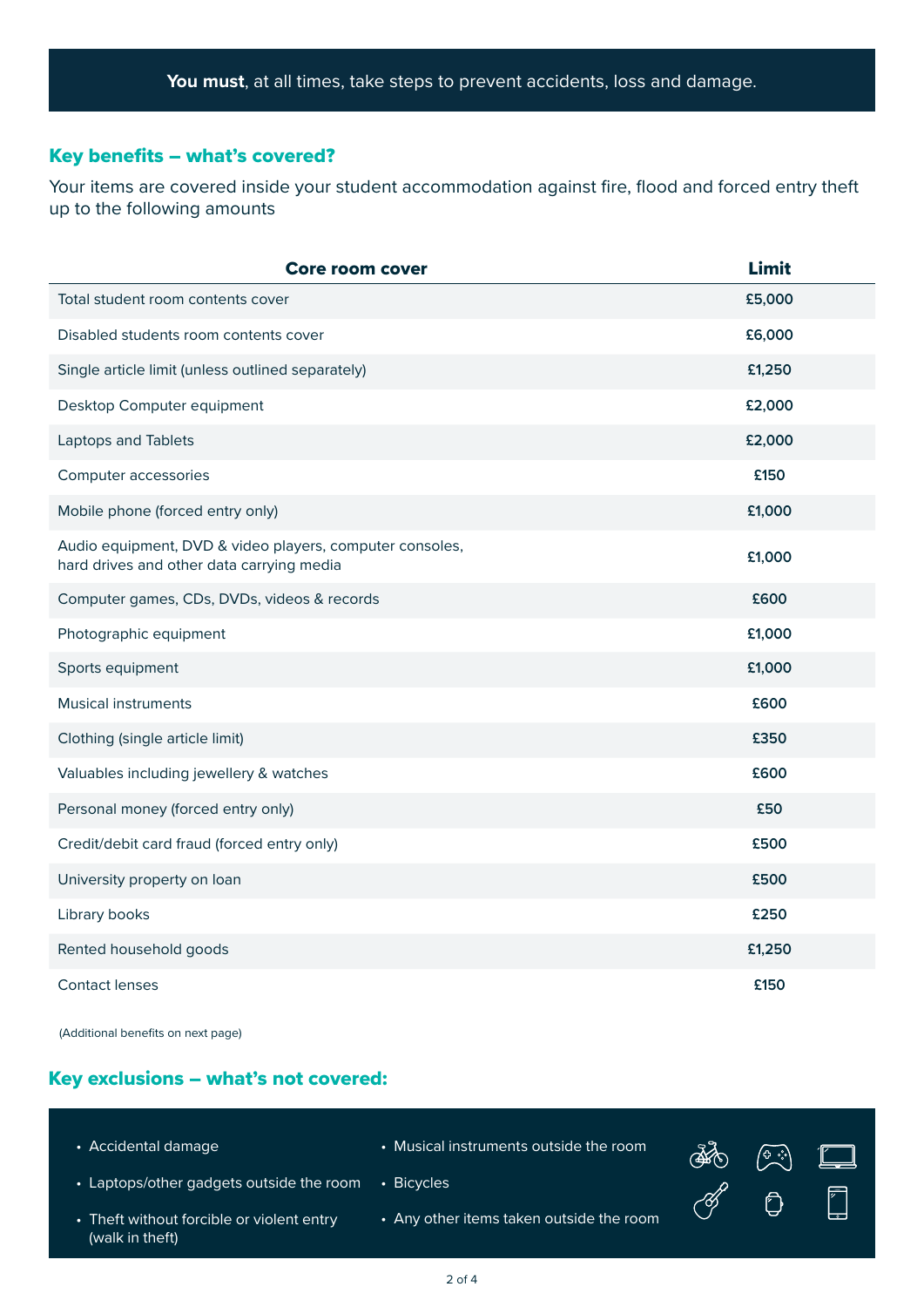**You must**, at all times, take steps to prevent accidents, loss and damage.

## Key benefits – what's covered?

Your items are covered inside your student accommodation against fire, flood and forced entry theft up to the following amounts

| Core room cover | Limit |
|---|---|
| Total student room contents cover | £5,000 |
| Disabled students room contents cover | £6,000 |
| Single article limit (unless outlined separately) | £1,250 |
| Desktop Computer equipment | £2,000 |
| Laptops and Tablets | £2,000 |
| Computer accessories | £150 |
| Mobile phone (forced entry only) | £1,000 |
| Audio equipment, DVD & video players, computer consoles, hard drives and other data carrying media | £1,000 |
| Computer games, CDs, DVDs, videos & records | £600 |
| Photographic equipment | £1,000 |
| Sports equipment | £1,000 |
| Musical instruments | £600 |
| Clothing (single article limit) | £350 |
| Valuables including jewellery & watches | £600 |
| Personal money (forced entry only) | £50 |
| Credit/debit card fraud (forced entry only) | £500 |
| University property on loan | £500 |
| Library books | £250 |
| Rented household goods | £1,250 |
| Contact lenses | £150 |

(Additional benefits on next page)

## Key exclusions – what's not covered:

- Accidental damage
- Laptops/other gadgets outside the room
- Theft without forcible or violent entry (walk in theft)
- Musical instruments outside the room
- Bicycles
- Any other items taken outside the room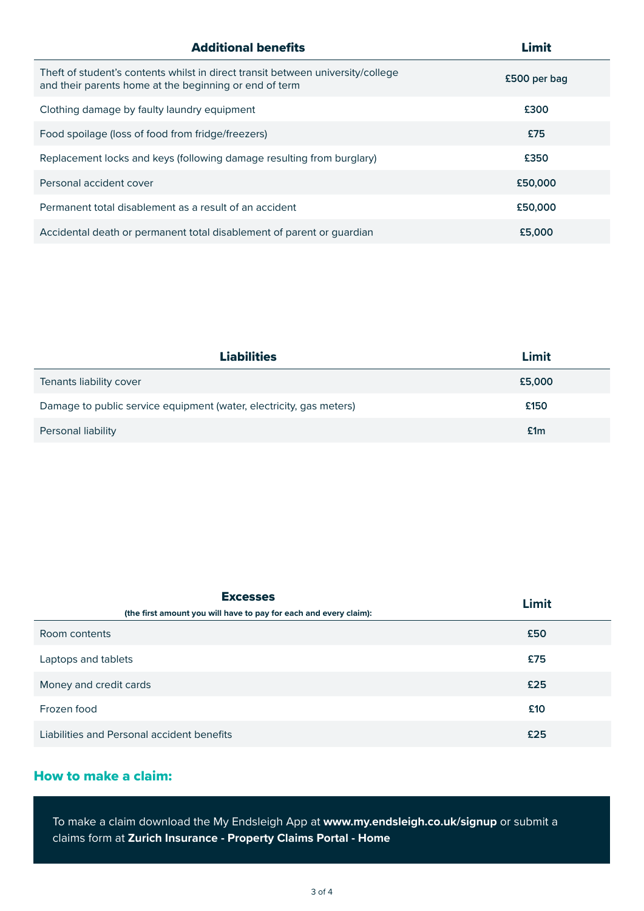| Additional benefits | Limit |
| --- | --- |
| Theft of student's contents whilst in direct transit between university/college and their parents home at the beginning or end of term | **£500 per bag** |
| Clothing damage by faulty laundry equipment | **£300** |
| Food spoilage (loss of food from fridge/freezers) | **£75** |
| Replacement locks and keys (following damage resulting from burglary) | **£350** |
| Personal accident cover | **£50,000** |
| Permanent total disablement as a result of an accident | **£50,000** |
| Accidental death or permanent total disablement of parent or guardian | **£5,000** |

| Liabilities | Limit |
| --- | --- |
| Tenants liability cover | **£5,000** |
| Damage to public service equipment (water, electricity, gas meters) | **£150** |
| Personal liability | **£1m** |

| Excesses (the first amount you will have to pay for each and every claim): | Limit |
| --- | --- |
| Room contents | **£50** |
| Laptops and tablets | **£75** |
| Money and credit cards | **£25** |
| Frozen food | **£10** |
| Liabilities and Personal accident benefits | **£25** |

## How to make a claim:

To make a claim download the My Endsleigh App at **www.my.endsleigh.co.uk/signup** or submit a claims form at **Zurich Insurance - Property Claims Portal - Home**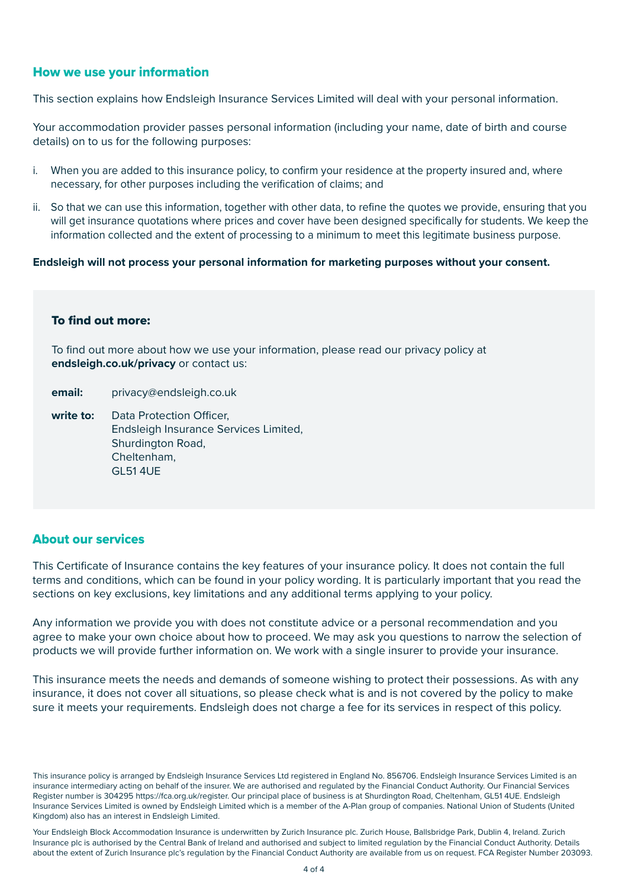## How we use your information

This section explains how Endsleigh Insurance Services Limited will deal with your personal information.

Your accommodation provider passes personal information (including your name, date of birth and course details) on to us for the following purposes:

i. When you are added to this insurance policy, to confirm your residence at the property insured and, where necessary, for other purposes including the verification of claims; and

ii. So that we can use this information, together with other data, to refine the quotes we provide, ensuring that you will get insurance quotations where prices and cover have been designed specifically for students. We keep the information collected and the extent of processing to a minimum to meet this legitimate business purpose.

**Endsleigh will not process your personal information for marketing purposes without your consent.**

### To find out more:

To find out more about how we use your information, please read our privacy policy at **endsleigh.co.uk/privacy** or contact us:

**email:** privacy@endsleigh.co.uk

**write to:** Data Protection Officer,
Endsleigh Insurance Services Limited,
Shurdington Road,
Cheltenham,
GL51 4UE

## About our services

This Certificate of Insurance contains the key features of your insurance policy. It does not contain the full terms and conditions, which can be found in your policy wording. It is particularly important that you read the sections on key exclusions, key limitations and any additional terms applying to your policy.

Any information we provide you with does not constitute advice or a personal recommendation and you agree to make your own choice about how to proceed. We may ask you questions to narrow the selection of products we will provide further information on. We work with a single insurer to provide your insurance.

This insurance meets the needs and demands of someone wishing to protect their possessions. As with any insurance, it does not cover all situations, so please check what is and is not covered by the policy to make sure it meets your requirements. Endsleigh does not charge a fee for its services in respect of this policy.

This insurance policy is arranged by Endsleigh Insurance Services Ltd registered in England No. 856706. Endsleigh Insurance Services Limited is an insurance intermediary acting on behalf of the insurer. We are authorised and regulated by the Financial Conduct Authority. Our Financial Services Register number is 304295 https://fca.org.uk/register. Our principal place of business is at Shurdington Road, Cheltenham, GL51 4UE. Endsleigh Insurance Services Limited is owned by Endsleigh Limited which is a member of the A-Plan group of companies. National Union of Students (United Kingdom) also has an interest in Endsleigh Limited.

Your Endsleigh Block Accommodation Insurance is underwritten by Zurich Insurance plc. Zurich House, Ballsbridge Park, Dublin 4, Ireland. Zurich Insurance plc is authorised by the Central Bank of Ireland and authorised and subject to limited regulation by the Financial Conduct Authority. Details about the extent of Zurich Insurance plc's regulation by the Financial Conduct Authority are available from us on request. FCA Register Number 203093.